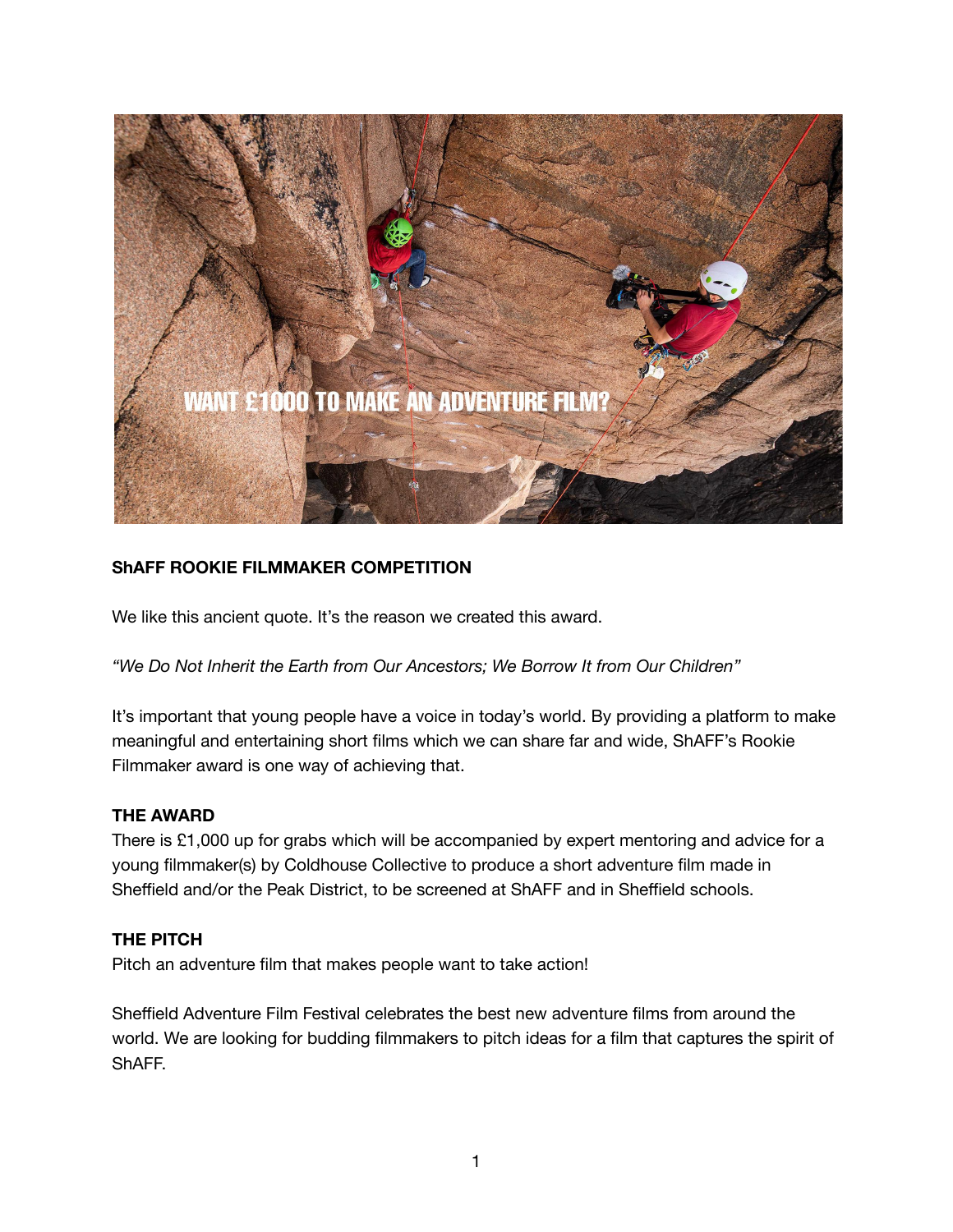WANT £1000 TO MAKE AN ADVENTURE FILM?

**ShAFF ROOKIE FILMMAKER COMPETITION**

We like this ancient quote. It's the reason we created this award.

*"We Do Not Inherit the Earth from Our Ancestors; We Borrow It from Our Children"*

It's important that young people have a voice in today's world. By providing a platform to make meaningful and entertaining short films which we can share far and wide, ShAFF's Rookie Filmmaker award is one way of achieving that.

**THE AWARD**

There is £1,000 up for grabs which will be accompanied by expert mentoring and advice for a young filmmaker(s) by Coldhouse Collective to produce a short adventure film made in Sheffield and/or the Peak District, to be screened at ShAFF and in Sheffield schools.

**THE PITCH**

Pitch an adventure film that makes people want to take action!

Sheffield Adventure Film Festival celebrates the best new adventure films from around the world. We are looking for budding filmmakers to pitch ideas for a film that captures the spirit of ShAFF.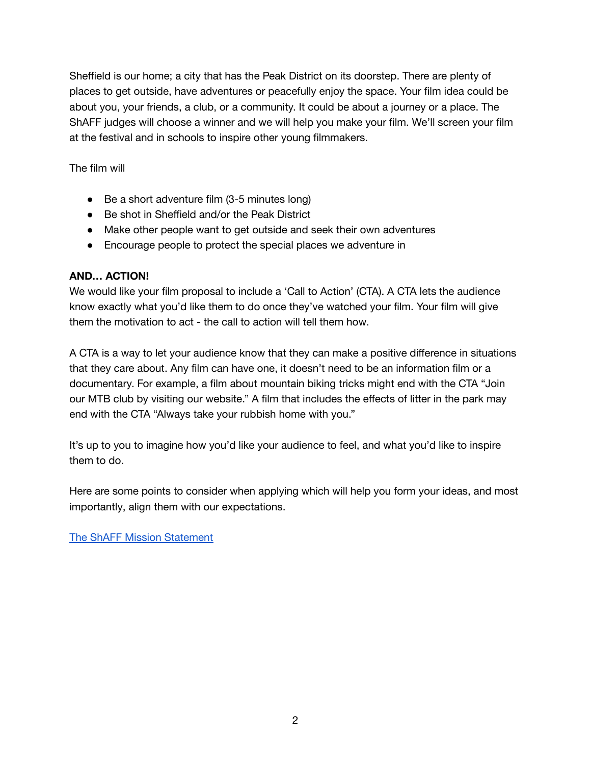Sheffield is our home; a city that has the Peak District on its doorstep. There are plenty of places to get outside, have adventures or peacefully enjoy the space. Your film idea could be about you, your friends, a club, or a community. It could be about a journey or a place. The ShAFF judges will choose a winner and we will help you make your film. We'll screen your film at the festival and in schools to inspire other young filmmakers.

The film will

- Be a short adventure film (3-5 minutes long)
- Be shot in Sheffield and/or the Peak District
- Make other people want to get outside and seek their own adventures
- Encourage people to protect the special places we adventure in

**AND… ACTION!**

We would like your film proposal to include a 'Call to Action' (CTA). A CTA lets the audience know exactly what you'd like them to do once they've watched your film. Your film will give them the motivation to act - the call to action will tell them how.

A CTA is a way to let your audience know that they can make a positive difference in situations that they care about. Any film can have one, it doesn't need to be an information film or a documentary. For example, a film about mountain biking tricks might end with the CTA "Join our MTB club by visiting our website." A film that includes the effects of litter in the park may end with the CTA "Always take your rubbish home with you."

It's up to you to imagine how you'd like your audience to feel, and what you'd like to inspire them to do.

Here are some points to consider when applying which will help you form your ideas, and most importantly, align them with our expectations.

The ShAFF Mission Statement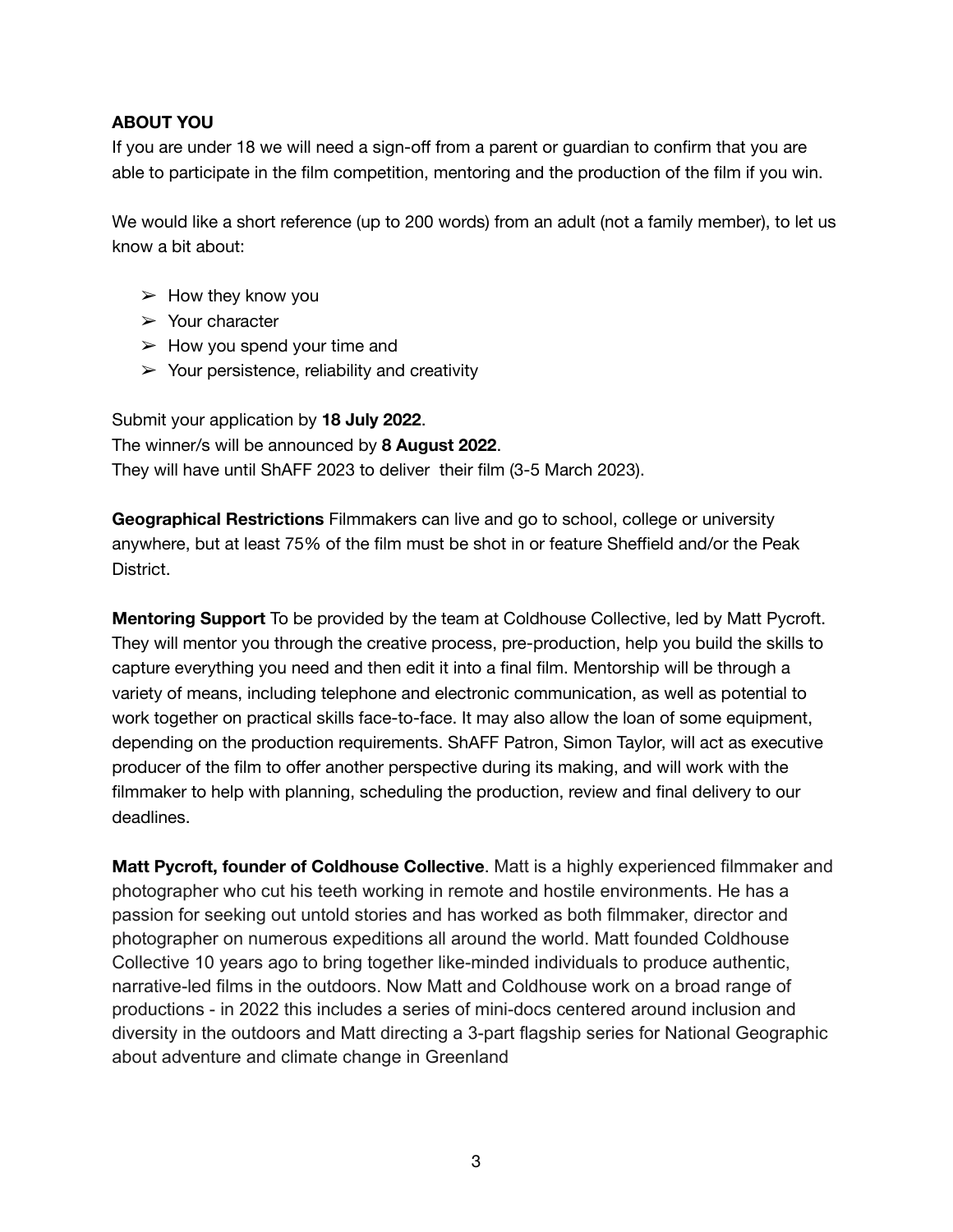**ABOUT YOU**

If you are under 18 we will need a sign-off from a parent or guardian to confirm that you are able to participate in the film competition, mentoring and the production of the film if you win.

We would like a short reference (up to 200 words) from an adult (not a family member), to let us know a bit about:

- How they know you
- Your character
- How you spend your time and
- Your persistence, reliability and creativity

Submit your application by **18 July 2022**.
The winner/s will be announced by **8 August 2022**.
They will have until ShAFF 2023 to deliver their film (3-5 March 2023).

**Geographical Restrictions** Filmmakers can live and go to school, college or university anywhere, but at least 75% of the film must be shot in or feature Sheffield and/or the Peak District.

**Mentoring Support** To be provided by the team at Coldhouse Collective, led by Matt Pycroft. They will mentor you through the creative process, pre-production, help you build the skills to capture everything you need and then edit it into a final film. Mentorship will be through a variety of means, including telephone and electronic communication, as well as potential to work together on practical skills face-to-face. It may also allow the loan of some equipment, depending on the production requirements. ShAFF Patron, Simon Taylor, will act as executive producer of the film to offer another perspective during its making, and will work with the filmmaker to help with planning, scheduling the production, review and final delivery to our deadlines.

**Matt Pycroft, founder of Coldhouse Collective**. Matt is a highly experienced filmmaker and photographer who cut his teeth working in remote and hostile environments. He has a passion for seeking out untold stories and has worked as both filmmaker, director and photographer on numerous expeditions all around the world. Matt founded Coldhouse Collective 10 years ago to bring together like-minded individuals to produce authentic, narrative-led films in the outdoors. Now Matt and Coldhouse work on a broad range of productions - in 2022 this includes a series of mini-docs centered around inclusion and diversity in the outdoors and Matt directing a 3-part flagship series for National Geographic about adventure and climate change in Greenland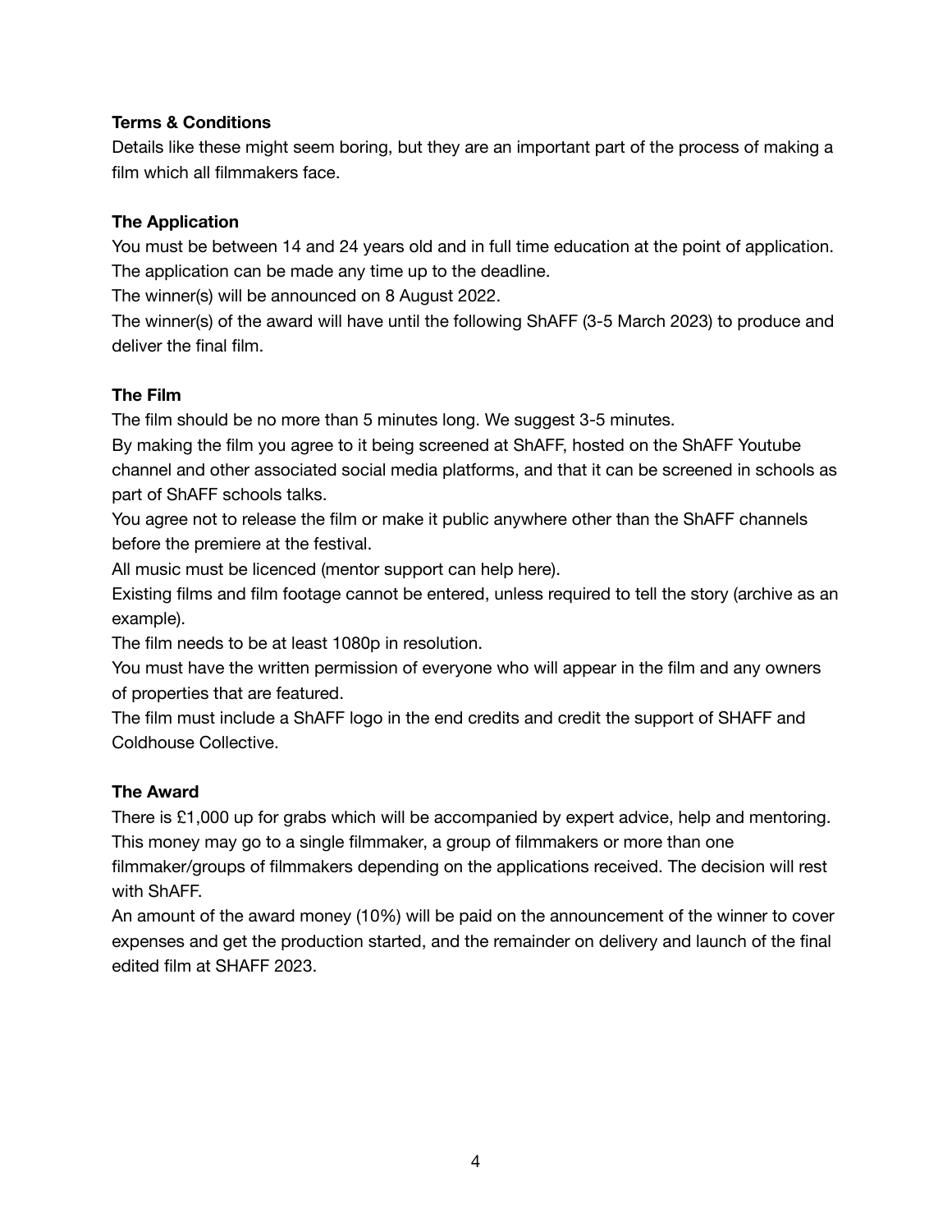**Terms & Conditions**

Details like these might seem boring, but they are an important part of the process of making a film which all filmmakers face.

**The Application**

You must be between 14 and 24 years old and in full time education at the point of application.
The application can be made any time up to the deadline.
The winner(s) will be announced on 8 August 2022.
The winner(s) of the award will have until the following ShAFF (3-5 March 2023) to produce and deliver the final film.

**The Film**

The film should be no more than 5 minutes long. We suggest 3-5 minutes.
By making the film you agree to it being screened at ShAFF, hosted on the ShAFF Youtube channel and other associated social media platforms, and that it can be screened in schools as part of ShAFF schools talks.
You agree not to release the film or make it public anywhere other than the ShAFF channels before the premiere at the festival.
All music must be licenced (mentor support can help here).
Existing films and film footage cannot be entered, unless required to tell the story (archive as an example).
The film needs to be at least 1080p in resolution.
You must have the written permission of everyone who will appear in the film and any owners of properties that are featured.
The film must include a ShAFF logo in the end credits and credit the support of SHAFF and Coldhouse Collective.

**The Award**

There is £1,000 up for grabs which will be accompanied by expert advice, help and mentoring. This money may go to a single filmmaker, a group of filmmakers or more than one filmmaker/groups of filmmakers depending on the applications received. The decision will rest with ShAFF.
An amount of the award money (10%) will be paid on the announcement of the winner to cover expenses and get the production started, and the remainder on delivery and launch of the final edited film at SHAFF 2023.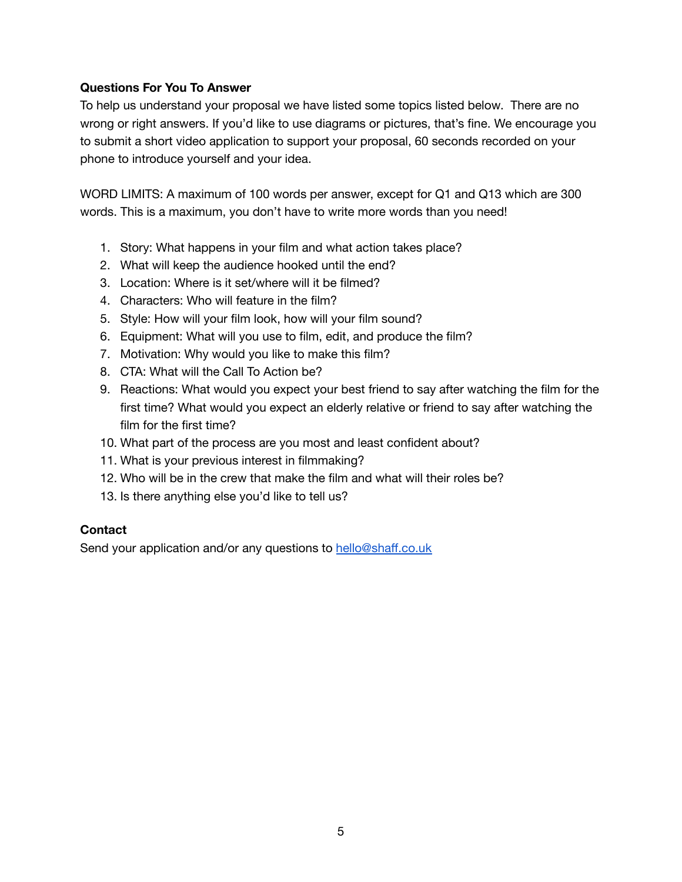**Questions For You To Answer**

To help us understand your proposal we have listed some topics listed below. There are no wrong or right answers. If you'd like to use diagrams or pictures, that's fine. We encourage you to submit a short video application to support your proposal, 60 seconds recorded on your phone to introduce yourself and your idea.

WORD LIMITS: A maximum of 100 words per answer, except for Q1 and Q13 which are 300 words. This is a maximum, you don't have to write more words than you need!

1. Story: What happens in your film and what action takes place?
2. What will keep the audience hooked until the end?
3. Location: Where is it set/where will it be filmed?
4. Characters: Who will feature in the film?
5. Style: How will your film look, how will your film sound?
6. Equipment: What will you use to film, edit, and produce the film?
7. Motivation: Why would you like to make this film?
8. CTA: What will the Call To Action be?
9. Reactions: What would you expect your best friend to say after watching the film for the first time? What would you expect an elderly relative or friend to say after watching the film for the first time?
10. What part of the process are you most and least confident about?
11. What is your previous interest in filmmaking?
12. Who will be in the crew that make the film and what will their roles be?
13. Is there anything else you'd like to tell us?

**Contact**

Send your application and/or any questions to [hello@shaff.co.uk](mailto:hello@shaff.co.uk)